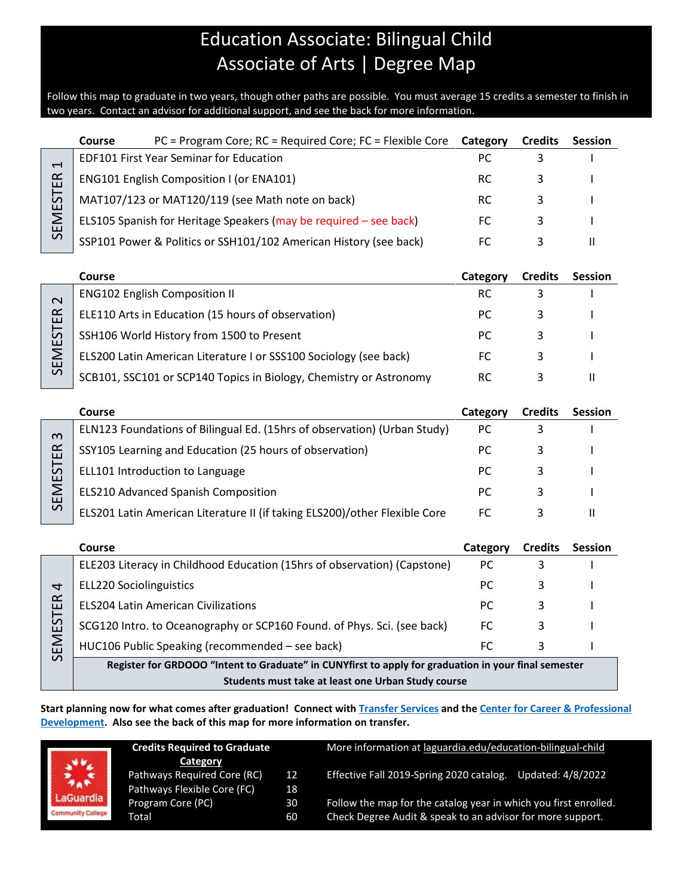# Education Associate: Bilingual Child
# Associate of Arts | Degree Map

Follow this map to graduate in two years, though other paths are possible. You must average 15 credits a semester to finish in two years. Contact an advisor for additional support, and see the back for more information.

## SEMESTER 1

| Course PC = Program Core; RC = Required Core; FC = Flexible Core | Category | Credits | Session |
|---|---|---|---|
| EDF101 First Year Seminar for Education | PC | 3 | I |
| ENG101 English Composition I (or ENA101) | RC | 3 | I |
| MAT107/123 or MAT120/119 (see Math note on back) | RC | 3 | I |
| ELS105 Spanish for Heritage Speakers (may be required – see back) | FC | 3 | I |
| SSP101 Power & Politics or SSH101/102 American History (see back) | FC | 3 | II |

## SEMESTER 2

| Course | Category | Credits | Session |
|---|---|---|---|
| ENG102 English Composition II | RC | 3 | I |
| ELE110 Arts in Education (15 hours of observation) | PC | 3 | I |
| SSH106 World History from 1500 to Present | PC | 3 | I |
| ELS200 Latin American Literature I or SSS100 Sociology (see back) | FC | 3 | I |
| SCB101, SSC101 or SCP140 Topics in Biology, Chemistry or Astronomy | RC | 3 | II |

## SEMESTER 3

| Course | Category | Credits | Session |
|---|---|---|---|
| ELN123 Foundations of Bilingual Ed. (15hrs of observation) (Urban Study) | PC | 3 | I |
| SSY105 Learning and Education (25 hours of observation) | PC | 3 | I |
| ELL101 Introduction to Language | PC | 3 | I |
| ELS210 Advanced Spanish Composition | PC | 3 | I |
| ELS201 Latin American Literature II (if taking ELS200)/other Flexible Core | FC | 3 | II |

## SEMESTER 4

| Course | Category | Credits | Session |
|---|---|---|---|
| ELE203 Literacy in Childhood Education (15hrs of observation) (Capstone) | PC | 3 | I |
| ELL220 Sociolinguistics | PC | 3 | I |
| ELS204 Latin American Civilizations | PC | 3 | I |
| SCG120 Intro. to Oceanography or SCP160 Found. of Phys. Sci. (see back) | FC | 3 | I |
| HUC106 Public Speaking (recommended – see back) | FC | 3 | I |

**Register for GRDOOO "Intent to Graduate" in CUNYfirst to apply for graduation in your final semester**

**Students must take at least one Urban Study course**

**Start planning now for what comes after graduation! Connect with Transfer Services and the Center for Career & Professional Development. Also see the back of this map for more information on transfer.**

LaGuardia Community College

| Credits Required to Graduate Category | |
|---|---|
| Pathways Required Core (RC) | 12 |
| Pathways Flexible Core (FC) | 18 |
| Program Core (PC) | 30 |
| Total | 60 |

More information at laguardia.edu/education-bilingual-child

Effective Fall 2019-Spring 2020 catalog. Updated: 4/8/2022

Follow the map for the catalog year in which you first enrolled.
Check Degree Audit & speak to an advisor for more support.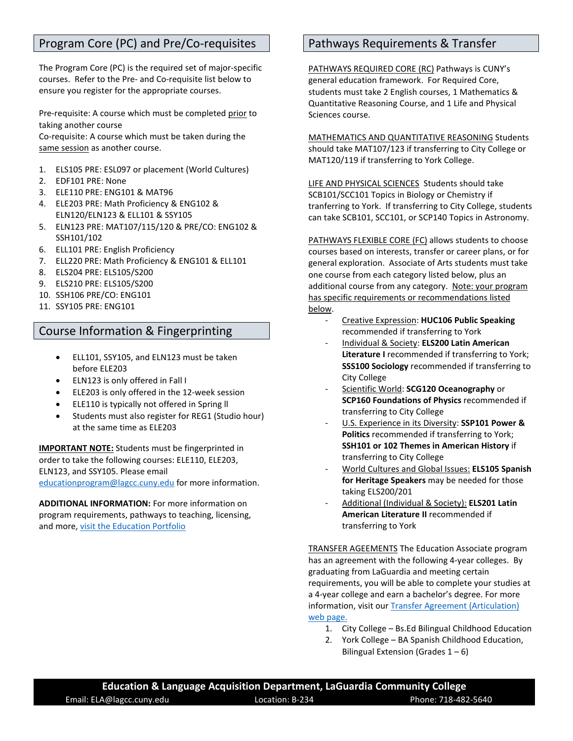## Program Core (PC) and Pre/Co-requisites

The Program Core (PC) is the required set of major-specific courses. Refer to the Pre- and Co-requisite list below to ensure you register for the appropriate courses.

Pre-requisite: A course which must be completed prior to taking another course
Co-requisite: A course which must be taken during the same session as another course.

1. ELS105 PRE: ESL097 or placement (World Cultures)
2. EDF101 PRE: None
3. ELE110 PRE: ENG101 & MAT96
4. ELE203 PRE: Math Proficiency & ENG102 & ELN120/ELN123 & ELL101 & SSY105
5. ELN123 PRE: MAT107/115/120 & PRE/CO: ENG102 & SSH101/102
6. ELL101 PRE: English Proficiency
7. ELL220 PRE: Math Proficiency & ENG101 & ELL101
8. ELS204 PRE: ELS105/S200
9. ELS210 PRE: ELS105/S200
10. SSH106 PRE/CO: ENG101
11. SSY105 PRE: ENG101

## Course Information & Fingerprinting

- ELL101, SSY105, and ELN123 must be taken before ELE203
- ELN123 is only offered in Fall I
- ELE203 is only offered in the 12-week session
- ELE110 is typically not offered in Spring II
- Students must also register for REG1 (Studio hour) at the same time as ELE203

**IMPORTANT NOTE:** Students must be fingerprinted in order to take the following courses: ELE110, ELE203, ELN123, and SSY105. Please email educationprogram@lagcc.cuny.edu for more information.

**ADDITIONAL INFORMATION:** For more information on program requirements, pathways to teaching, licensing, and more, visit the Education Portfolio

## Pathways Requirements & Transfer

PATHWAYS REQUIRED CORE (RC) Pathways is CUNY's general education framework. For Required Core, students must take 2 English courses, 1 Mathematics & Quantitative Reasoning Course, and 1 Life and Physical Sciences course.

MATHEMATICS AND QUANTITATIVE REASONING Students should take MAT107/123 if transferring to City College or MAT120/119 if transferring to York College.

LIFE AND PHYSICAL SCIENCES Students should take SCB101/SCC101 Topics in Biology or Chemistry if tranferring to York. If transferring to City College, students can take SCB101, SCC101, or SCP140 Topics in Astronomy.

PATHWAYS FLEXIBLE CORE (FC) allows students to choose courses based on interests, transfer or career plans, or for general exploration. Associate of Arts students must take one course from each category listed below, plus an additional course from any category. Note: your program has specific requirements or recommendations listed below.

- Creative Expression: **HUC106 Public Speaking** recommended if transferring to York
- Individual & Society: **ELS200 Latin American Literature I** recommended if transferring to York; **SSS100 Sociology** recommended if transferring to City College
- Scientific World: **SCG120 Oceanography** or **SCP160 Foundations of Physics** recommended if transferring to City College
- U.S. Experience in its Diversity: **SSP101 Power & Politics** recommended if transferring to York; **SSH101 or 102 Themes in American History** if transferring to City College
- World Cultures and Global Issues: **ELS105 Spanish for Heritage Speakers** may be needed for those taking ELS200/201
- Additional (Individual & Society): **ELS201 Latin American Literature II** recommended if transferring to York

TRANSFER AGEEMENTS The Education Associate program has an agreement with the following 4-year colleges. By graduating from LaGuardia and meeting certain requirements, you will be able to complete your studies at a 4-year college and earn a bachelor's degree. For more information, visit our Transfer Agreement (Articulation) web page.

1. City College – Bs.Ed Bilingual Childhood Education
2. York College – BA Spanish Childhood Education, Bilingual Extension (Grades 1 – 6)

**Education & Language Acquisition Department, LaGuardia Community College**
Email: ELA@lagcc.cuny.edu Location: B-234 Phone: 718-482-5640